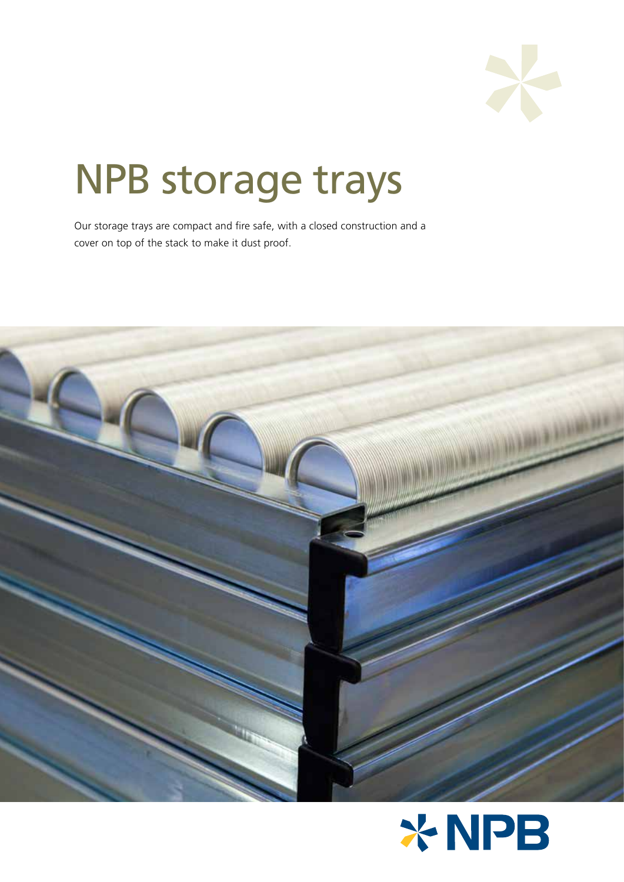# NPB storage trays

Our storage trays are compact and fire safe, with a closed construction and a cover on top of the stack to make it dust proof.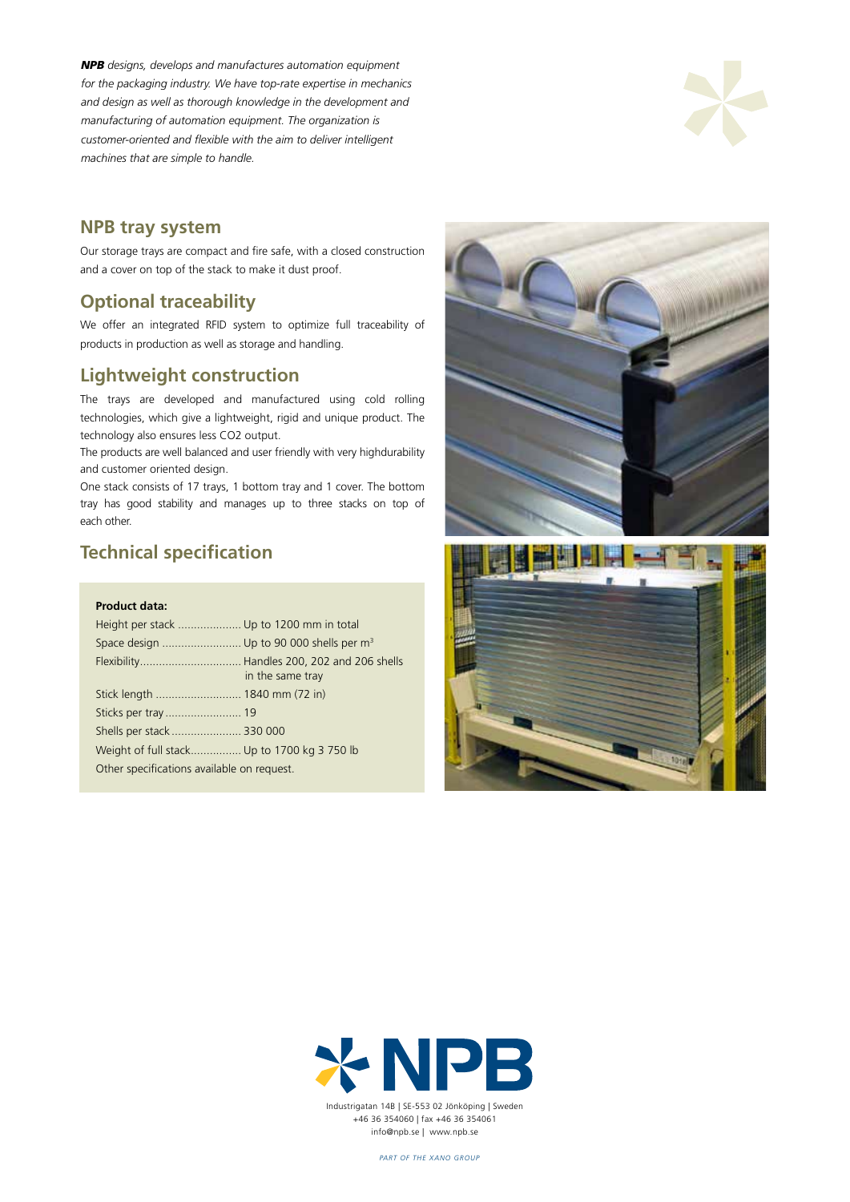***NPB** designs, develops and manufactures automation equipment for the packaging industry. We have top-rate expertise in mechanics and design as well as thorough knowledge in the development and manufacturing of automation equipment. The organization is customer-oriented and flexible with the aim to deliver intelligent machines that are simple to handle.*

## NPB tray system

Our storage trays are compact and fire safe, with a closed construction and a cover on top of the stack to make it dust proof.

## Optional traceability

We offer an integrated RFID system to optimize full traceability of products in production as well as storage and handling.

## Lightweight construction

The trays are developed and manufactured using cold rolling technologies, which give a lightweight, rigid and unique product. The technology also ensures less $CO_2$ output.

The products are well balanced and user friendly with very highdurability and customer oriented design.

One stack consists of 17 trays, 1 bottom tray and 1 cover. The bottom tray has good stability and manages up to three stacks on top of each other.

## Technical specification

**Product data:**

| | |
|---|---|
| Height per stack | Up to 1200 mm in total |
| Space design | Up to 90 000 shells per $m^3$ |
| Flexibility | Handles 200, 202 and 206 shells in the same tray |
| Stick length | 1840 mm (72 in) |
| Sticks per tray | 19 |
| Shells per stack | 330 000 |
| Weight of full stack | Up to 1700 kg 3 750 lb |

Other specifications available on request.

NPB

Industrigatan 14B | SE-553 02 Jönköping | Sweden
+46 36 354060 | fax +46 36 354061
info@npb.se | www.npb.se

*PART OF THE XANO GROUP*